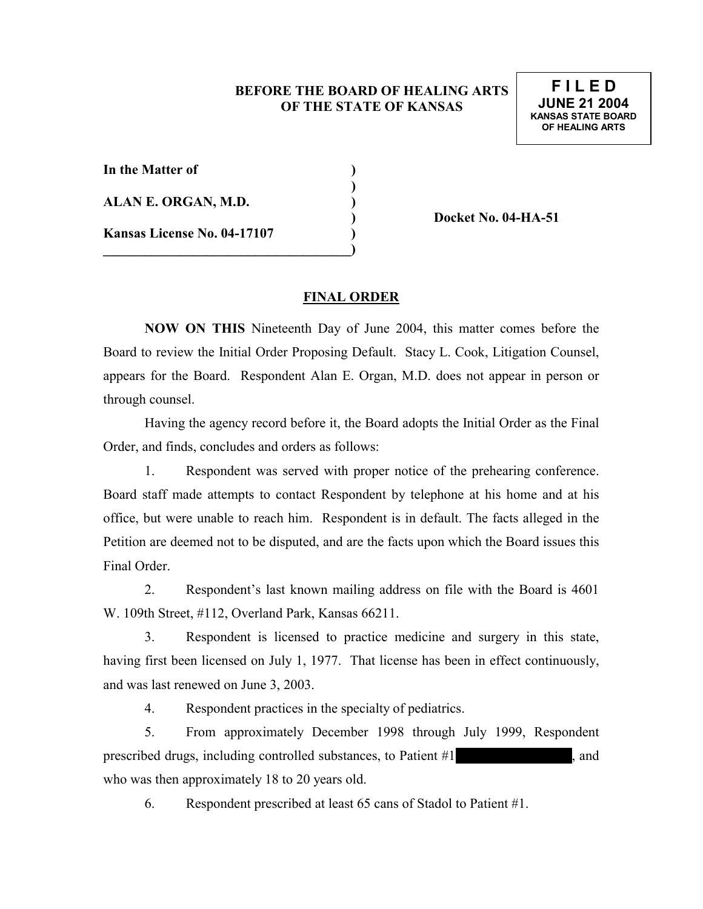**BEFORE THE BOARD OF HEALING ARTS OF THE STATE OF KANSAS**

**FILED**
**JUNE 21 2004**
**KANSAS STATE BOARD OF HEALING ARTS**

| | | |
|---|---|---|
| **In the Matter of** | **)** | |
| | **)** | |
| **ALAN E. ORGAN, M.D.** | **)** | |
| | **)** | **Docket No. 04-HA-51** |
| **Kansas License No. 04-17107** | **)** | |
| | **)** | |

## FINAL ORDER

**NOW ON THIS** Nineteenth Day of June 2004, this matter comes before the Board to review the Initial Order Proposing Default. Stacy L. Cook, Litigation Counsel, appears for the Board. Respondent Alan E. Organ, M.D. does not appear in person or through counsel.

Having the agency record before it, the Board adopts the Initial Order as the Final Order, and finds, concludes and orders as follows:

1. Respondent was served with proper notice of the prehearing conference. Board staff made attempts to contact Respondent by telephone at his home and at his office, but were unable to reach him. Respondent is in default. The facts alleged in the Petition are deemed not to be disputed, and are the facts upon which the Board issues this Final Order.

2. Respondent's last known mailing address on file with the Board is 4601 W. 109th Street, #112, Overland Park, Kansas 66211.

3. Respondent is licensed to practice medicine and surgery in this state, having first been licensed on July 1, 1977. That license has been in effect continuously, and was last renewed on June 3, 2003.

4. Respondent practices in the specialty of pediatrics.

5. From approximately December 1998 through July 1999, Respondent prescribed drugs, including controlled substances, to Patient #1 [REDACTED], and who was then approximately 18 to 20 years old.

6. Respondent prescribed at least 65 cans of Stadol to Patient #1.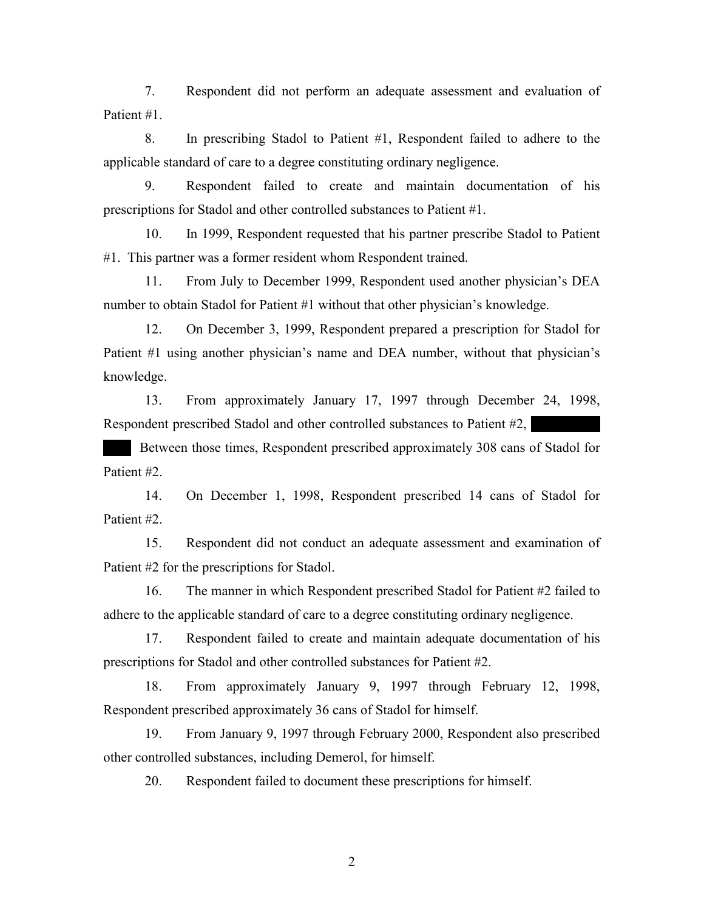7. Respondent did not perform an adequate assessment and evaluation of Patient #1.

8. In prescribing Stadol to Patient #1, Respondent failed to adhere to the applicable standard of care to a degree constituting ordinary negligence.

9. Respondent failed to create and maintain documentation of his prescriptions for Stadol and other controlled substances to Patient #1.

10. In 1999, Respondent requested that his partner prescribe Stadol to Patient #1. This partner was a former resident whom Respondent trained.

11. From July to December 1999, Respondent used another physician's DEA number to obtain Stadol for Patient #1 without that other physician's knowledge.

12. On December 3, 1999, Respondent prepared a prescription for Stadol for Patient #1 using another physician's name and DEA number, without that physician's knowledge.

13. From approximately January 17, 1997 through December 24, 1998, Respondent prescribed Stadol and other controlled substances to Patient #2, ██████ ██ Between those times, Respondent prescribed approximately 308 cans of Stadol for Patient #2.

14. On December 1, 1998, Respondent prescribed 14 cans of Stadol for Patient #2.

15. Respondent did not conduct an adequate assessment and examination of Patient #2 for the prescriptions for Stadol.

16. The manner in which Respondent prescribed Stadol for Patient #2 failed to adhere to the applicable standard of care to a degree constituting ordinary negligence.

17. Respondent failed to create and maintain adequate documentation of his prescriptions for Stadol and other controlled substances for Patient #2.

18. From approximately January 9, 1997 through February 12, 1998, Respondent prescribed approximately 36 cans of Stadol for himself.

19. From January 9, 1997 through February 2000, Respondent also prescribed other controlled substances, including Demerol, for himself.

20. Respondent failed to document these prescriptions for himself.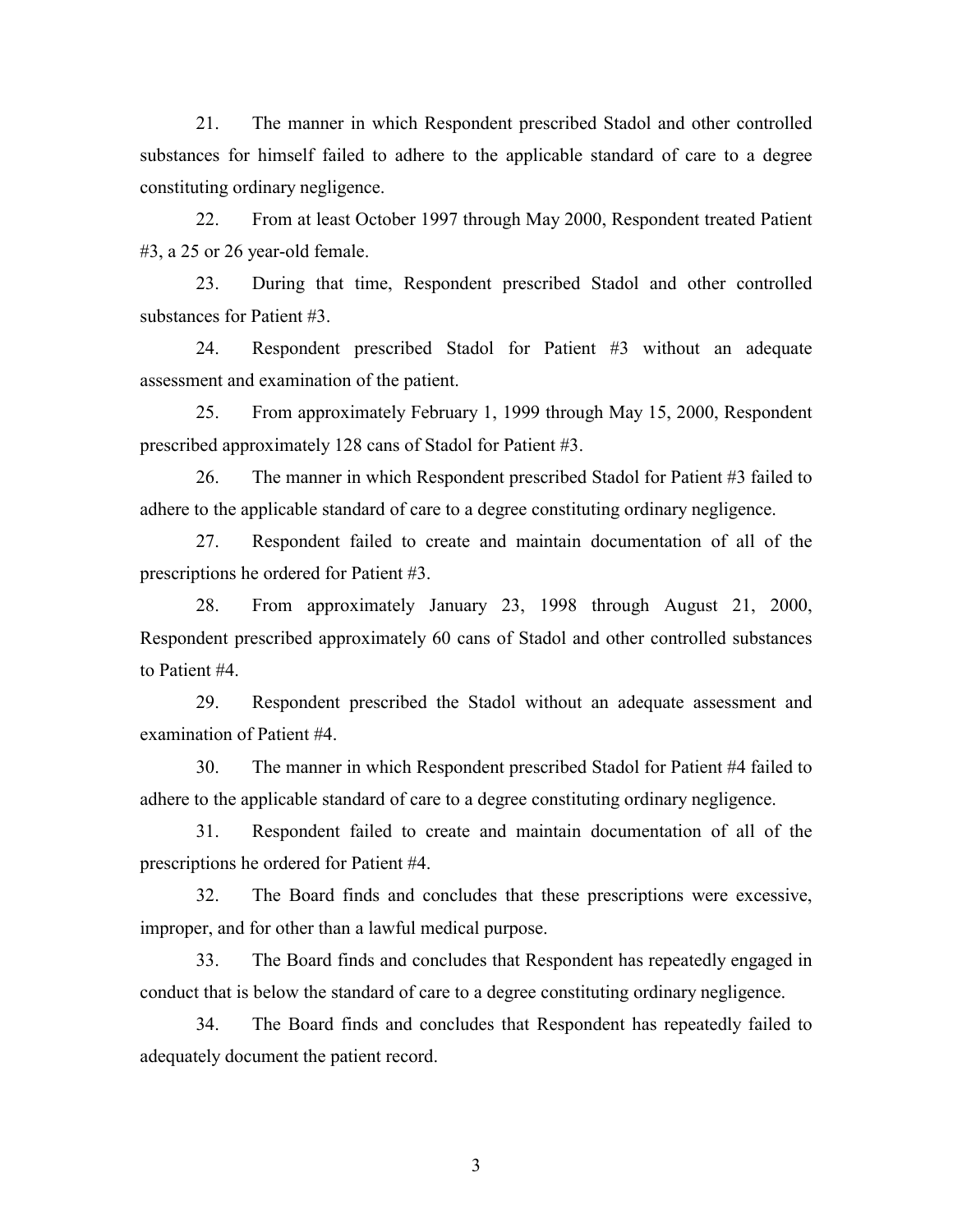21. The manner in which Respondent prescribed Stadol and other controlled substances for himself failed to adhere to the applicable standard of care to a degree constituting ordinary negligence.

22. From at least October 1997 through May 2000, Respondent treated Patient #3, a 25 or 26 year-old female.

23. During that time, Respondent prescribed Stadol and other controlled substances for Patient #3.

24. Respondent prescribed Stadol for Patient #3 without an adequate assessment and examination of the patient.

25. From approximately February 1, 1999 through May 15, 2000, Respondent prescribed approximately 128 cans of Stadol for Patient #3.

26. The manner in which Respondent prescribed Stadol for Patient #3 failed to adhere to the applicable standard of care to a degree constituting ordinary negligence.

27. Respondent failed to create and maintain documentation of all of the prescriptions he ordered for Patient #3.

28. From approximately January 23, 1998 through August 21, 2000, Respondent prescribed approximately 60 cans of Stadol and other controlled substances to Patient #4.

29. Respondent prescribed the Stadol without an adequate assessment and examination of Patient #4.

30. The manner in which Respondent prescribed Stadol for Patient #4 failed to adhere to the applicable standard of care to a degree constituting ordinary negligence.

31. Respondent failed to create and maintain documentation of all of the prescriptions he ordered for Patient #4.

32. The Board finds and concludes that these prescriptions were excessive, improper, and for other than a lawful medical purpose.

33. The Board finds and concludes that Respondent has repeatedly engaged in conduct that is below the standard of care to a degree constituting ordinary negligence.

34. The Board finds and concludes that Respondent has repeatedly failed to adequately document the patient record.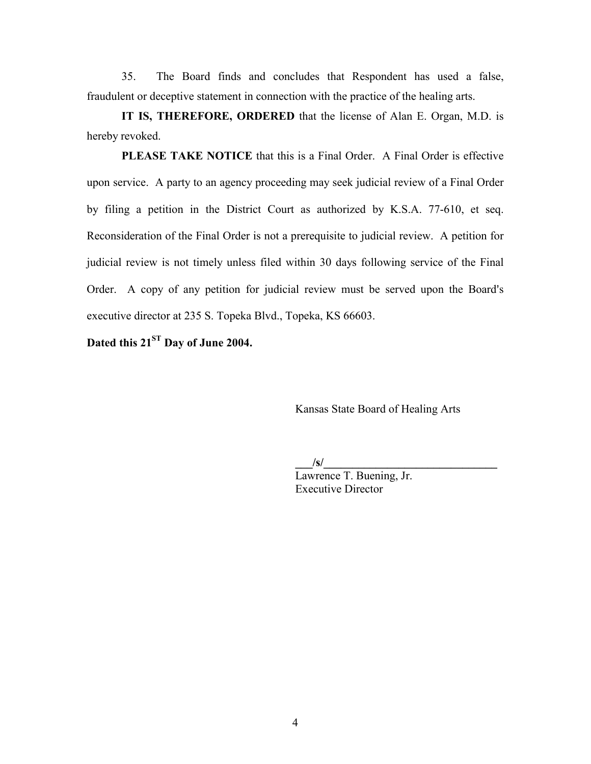35. The Board finds and concludes that Respondent has used a false, fraudulent or deceptive statement in connection with the practice of the healing arts.

**IT IS, THEREFORE, ORDERED** that the license of Alan E. Organ, M.D. is hereby revoked.

**PLEASE TAKE NOTICE** that this is a Final Order. A Final Order is effective upon service. A party to an agency proceeding may seek judicial review of a Final Order by filing a petition in the District Court as authorized by K.S.A. 77-610, et seq. Reconsideration of the Final Order is not a prerequisite to judicial review. A petition for judicial review is not timely unless filed within 30 days following service of the Final Order. A copy of any petition for judicial review must be served upon the Board's executive director at 235 S. Topeka Blvd., Topeka, KS 66603.

**Dated this 21ST Day of June 2004.**

Kansas State Board of Healing Arts

**___/s/_______________________________**
Lawrence T. Buening, Jr.
Executive Director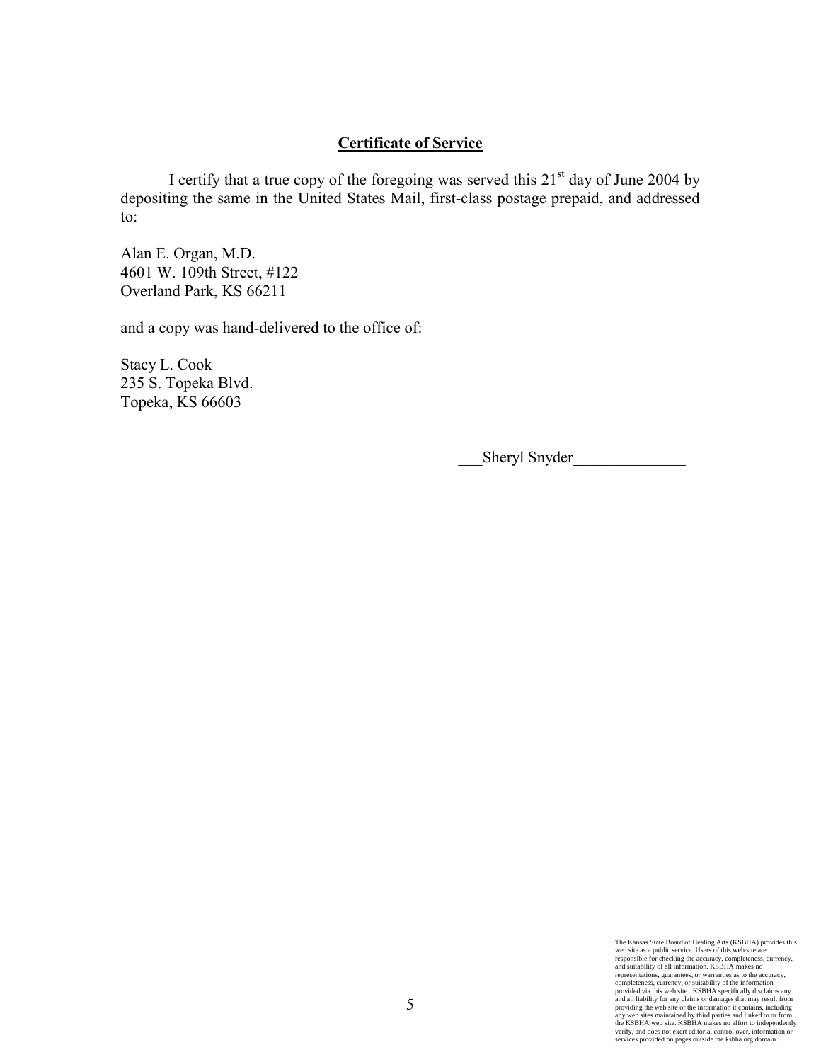## **Certificate of Service**

I certify that a true copy of the foregoing was served this 21st day of June 2004 by depositing the same in the United States Mail, first-class postage prepaid, and addressed to:

Alan E. Organ, M.D.
4601 W. 109th Street, #122
Overland Park, KS 66211

and a copy was hand-delivered to the office of:

Stacy L. Cook
235 S. Topeka Blvd.
Topeka, KS 66603

___Sheryl Snyder______________

The Kansas State Board of Healing Arts (KSBHA) provides this web site as a public service. Users of this web site are responsible for checking the accuracy, completeness, currency, and suitability of all information. KSBHA makes no representations, guarantees, or warranties as to the accuracy, completeness, currency, or suitability of the information provided via this web site. KSBHA specifically disclaims any and all liability for any claims or damages that may result from providing the web site or the information it contains, including any web sites maintained by third parties and linked to or from the KSBHA web site. KSBHA makes no effort to independently verify, and does not exert editorial control over, information or services provided on pages outside the ksbha.org domain.